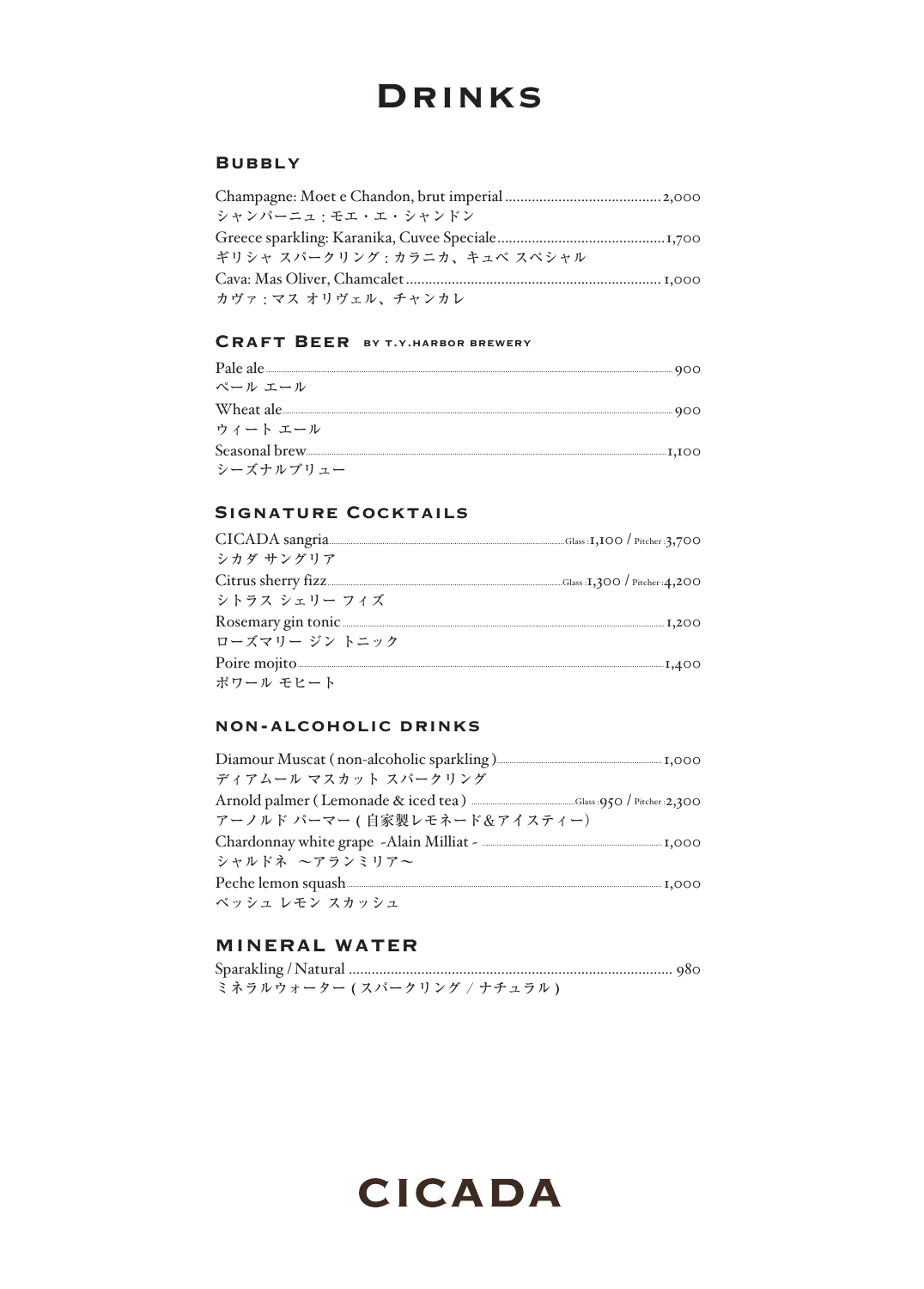# Drinks

## Bubbly

Champagne: Moet e Chandon, brut imperial ........................................ 2,000
シャンパーニュ : モエ・エ・シャンドン

Greece sparkling: Karanika, Cuvee Speciale ........................................ 1,700
ギリシャ スパークリング : カラニカ、キュベ スペシャル

Cava: Mas Oliver, Chamcalet ........................................ 1,000
カヴァ : マス オリヴェル、チャンカレ

## Craft Beer by t.y.harbor brewery

Pale ale ........................................ 900
ペール エール

Wheat ale ........................................ 900
ウィート エール

Seasonal brew ........................................ 1,100
シーズナルブリュー

## Signature Cocktails

CICADA sangria ........................................ Glass : 1,100 / Pitcher : 3,700
シカダ サングリア

Citrus sherry fizz ........................................ Glass : 1,300 / Pitcher : 4,200
シトラス シェリー フィズ

Rosemary gin tonic ........................................ 1,200
ローズマリー ジン トニック

Poire mojito ........................................ 1,400
ポワール モヒート

## non-alcoholic drinks

Diamour Muscat ( non-alcoholic sparkling ) ........................................ 1,000
ディアムール マスカット スパークリング

Arnold palmer ( Lemonade & iced tea ) ........................................ Glass : 950 / Pitcher : 2,300
アーノルド パーマー ( 自家製レモネード＆アイスティー)

Chardonnay white grape -Alain Milliat- ........................................ 1,000
シャルドネ 〜アランミリア〜

Peche lemon squash ........................................ 1,000
ペッシュ レモン スカッシュ

## mineral water

Sparakling / Natural ........................................ 980
ミネラルウォーター ( スパークリング / ナチュラル )

CICADA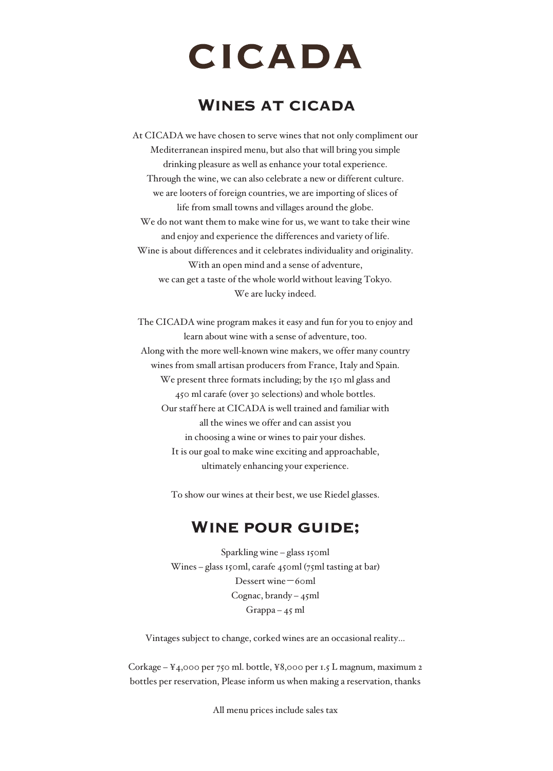# CICADA

## Wines at cicada

At CICADA we have chosen to serve wines that not only compliment our Mediterranean inspired menu, but also that will bring you simple drinking pleasure as well as enhance your total experience.
Through the wine, we can also celebrate a new or different culture.
we are looters of foreign countries, we are importing of slices of life from small towns and villages around the globe.
We do not want them to make wine for us, we want to take their wine and enjoy and experience the differences and variety of life.
Wine is about differences and it celebrates individuality and originality.
With an open mind and a sense of adventure,
we can get a taste of the whole world without leaving Tokyo.
We are lucky indeed.

The CICADA wine program makes it easy and fun for you to enjoy and learn about wine with a sense of adventure, too.
Along with the more well-known wine makers, we offer many country wines from small artisan producers from France, Italy and Spain.
We present three formats including; by the 150 ml glass and 450 ml carafe (over 30 selections) and whole bottles.
Our staff here at CICADA is well trained and familiar with all the wines we offer and can assist you in choosing a wine or wines to pair your dishes.
It is our goal to make wine exciting and approachable, ultimately enhancing your experience.

To show our wines at their best, we use Riedel glasses.

## Wine pour guide;

Sparkling wine – glass 150ml
Wines – glass 150ml, carafe 450ml (75ml tasting at bar)
Dessert wine－60ml
Cognac, brandy – 45ml
Grappa – 45 ml

Vintages subject to change, corked wines are an occasional reality…

Corkage – ¥4,000 per 750 ml. bottle, ¥8,000 per 1.5 L magnum, maximum 2 bottles per reservation, Please inform us when making a reservation, thanks

All menu prices include sales tax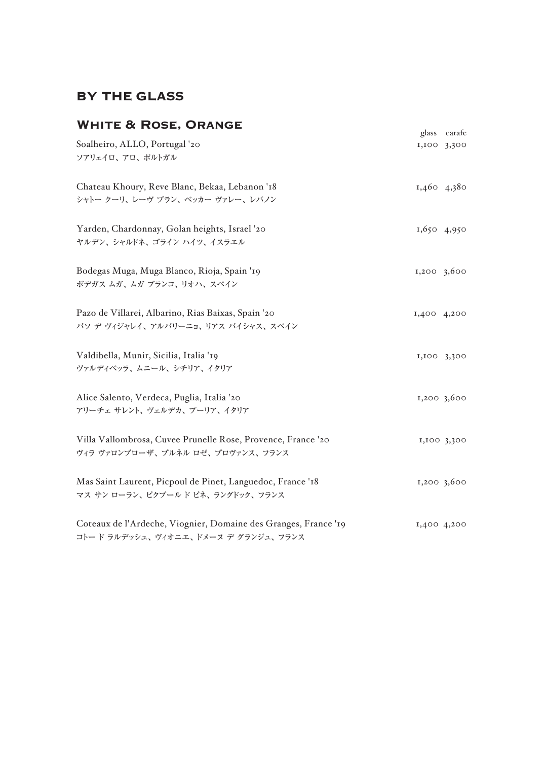# BY THE GLASS

## White & Rose, Orange

| | glass | carafe |
|---|---|---|
| Soalheiro, ALLO, Portugal '20<br>ソアリェイロ、アロ、ポルトガル | 1,100 | 3,300 |
| Chateau Khoury, Reve Blanc, Bekaa, Lebanon '18<br>シャトー クーリ、レーヴ ブラン、ベッカー ヴァレー、レバノン | 1,460 | 4,380 |
| Yarden, Chardonnay, Golan heights, Israel '20<br>ヤルデン、シャルドネ、ゴライン ハイツ、イスラエル | 1,650 | 4,950 |
| Bodegas Muga, Muga Blanco, Rioja, Spain '19<br>ボデガス ムガ、ムガ ブランコ、リオハ、スペイン | 1,200 | 3,600 |
| Pazo de Villarei, Albarino, Rias Baixas, Spain '20<br>パソ デ ヴィジャレイ、アルバリーニョ、リアス バイシャス、スペイン | 1,400 | 4,200 |
| Valdibella, Munir, Sicilia, Italia '19<br>ヴァルディベッラ、ムニール、シチリア、イタリア | 1,100 | 3,300 |
| Alice Salento, Verdeca, Puglia, Italia '20<br>アリーチェ サレント、ヴェルデカ、プーリア、イタリア | 1,200 | 3,600 |
| Villa Vallombrosa, Cuvee Prunelle Rose, Provence, France '20<br>ヴィラ ヴァロンブローザ、プルネル ロゼ、プロヴァンス、フランス | 1,100 | 3,300 |
| Mas Saint Laurent, Picpoul de Pinet, Languedoc, France '18<br>マス サン ローラン、ピクプール ド ピネ、ラングドック、フランス | 1,200 | 3,600 |
| Coteaux de l'Ardeche, Viognier, Domaine des Granges, France '19<br>コトー ド ラルデッシュ、ヴィオニエ、ドメーヌ デ グランジュ、フランス | 1,400 | 4,200 |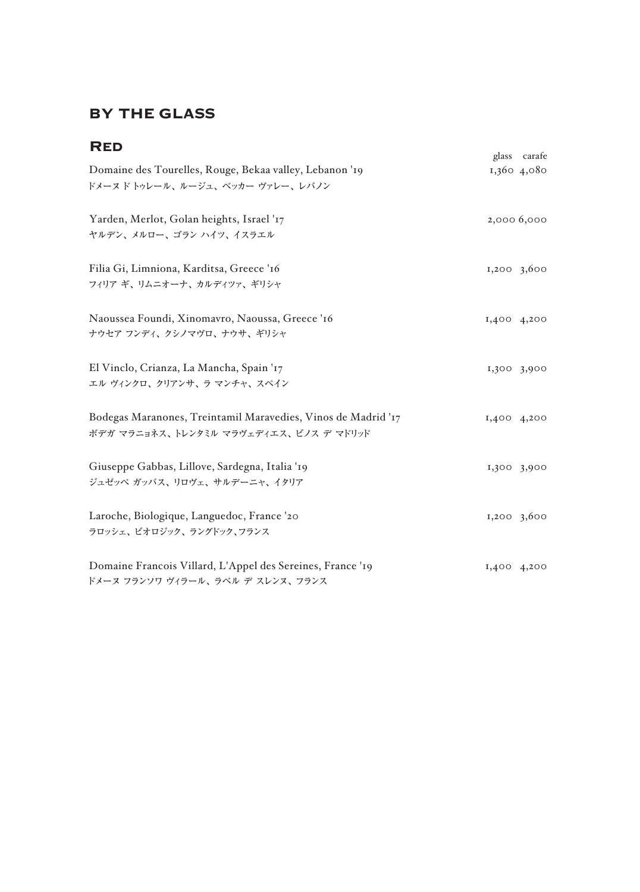## BY THE GLASS

### Red

| | glass | carafe |
|---|---|---|
| Domaine des Tourelles, Rouge, Bekaa valley, Lebanon '19<br>ドメーヌ ド トゥレール、ルージュ、ベッカー ヴァレー、レバノン | 1,360 | 4,080 |
| Yarden, Merlot, Golan heights, Israel '17<br>ヤルデン、メルロー、ゴラン ハイツ、イスラエル | 2,000 | 6,000 |
| Filia Gi, Limniona, Karditsa, Greece '16<br>フィリア ギ、リムニオーナ、カルディツァ、ギリシャ | 1,200 | 3,600 |
| Naoussea Foundi, Xinomavro, Naoussa, Greece '16<br>ナウセア フンディ、クシノマヴロ、ナウサ、ギリシャ | 1,400 | 4,200 |
| El Vinclo, Crianza, La Mancha, Spain '17<br>エル ヴィンクロ、クリアンサ、ラ マンチャ、スペイン | 1,300 | 3,900 |
| Bodegas Maranones, Treintamil Maravedies, Vinos de Madrid '17<br>ボデガ マラニョネス、トレンタミル マラヴェディエス、ビノス デ マドリッド | 1,400 | 4,200 |
| Giuseppe Gabbas, Lillove, Sardegna, Italia '19<br>ジュゼッペ ガッバス、リロヴェ、サルデーニャ、イタリア | 1,300 | 3,900 |
| Laroche, Biologique, Languedoc, France '20<br>ラロッシェ、ビオロジック、ラングドック、フランス | 1,200 | 3,600 |
| Domaine Francois Villard, L'Appel des Sereines, France '19<br>ドメーヌ フランソワ ヴィラール、ラペル デ スレンヌ、フランス | 1,400 | 4,200 |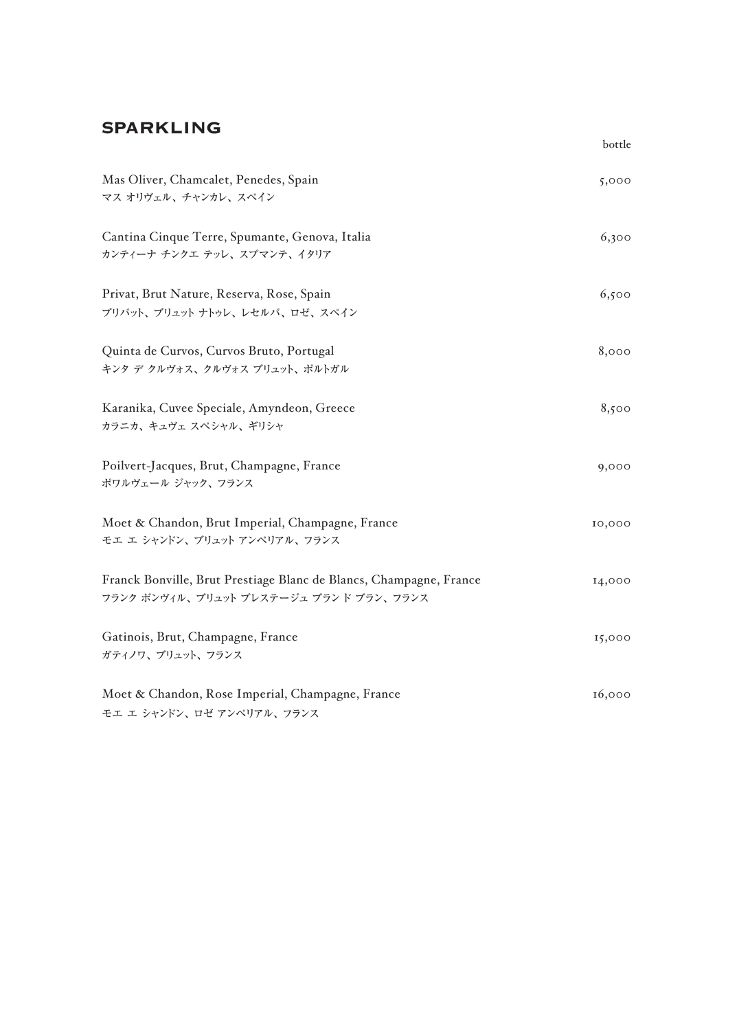## SPARKLING

| | bottle |
|---|---|
| Mas Oliver, Chamcalet, Penedes, Spain<br>マス オリヴェル、チャンカレ、スペイン | 5,000 |
| Cantina Cinque Terre, Spumante, Genova, Italia<br>カンティーナ チンクエ テッレ、スプマンテ、イタリア | 6,300 |
| Privat, Brut Nature, Reserva, Rose, Spain<br>プリバット、ブリュット ナトゥレ、レセルバ、ロゼ、スペイン | 6,500 |
| Quinta de Curvos, Curvos Bruto, Portugal<br>キンタ デ クルヴォス、クルヴォス ブリュット、ポルトガル | 8,000 |
| Karanika, Cuvee Speciale, Amyndeon, Greece<br>カラニカ、キュヴェ スペシャル、ギリシャ | 8,500 |
| Poilvert-Jacques, Brut, Champagne, France<br>ポワルヴェール ジャック、フランス | 9,000 |
| Moet & Chandon, Brut Imperial, Champagne, France<br>モエ エ シャンドン、ブリュット アンペリアル、フランス | 10,000 |
| Franck Bonville, Brut Prestiage Blanc de Blancs, Champagne, France<br>フランク ボンヴィル、ブリュット プレステージュ ブラン ド ブラン、フランス | 14,000 |
| Gatinois, Brut, Champagne, France<br>ガティノワ、ブリュット、フランス | 15,000 |
| Moet & Chandon, Rose Imperial, Champagne, France<br>モエ エ シャンドン、ロゼ アンペリアル、フランス | 16,000 |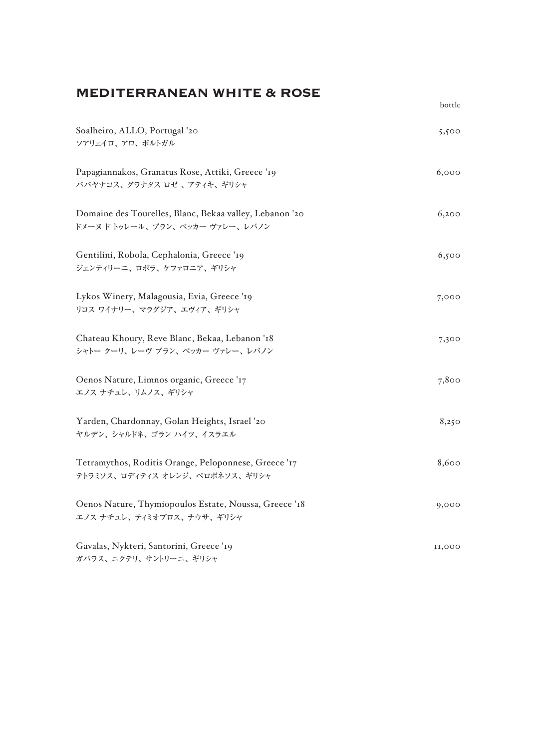## MEDITERRANEAN WHITE & ROSE

| | bottle |
|---|---|
| Soalheiro, ALLO, Portugal '20<br>ソアリェイロ、アロ、ポルトガル | 5,500 |
| Papagiannakos, Granatus Rose, Attiki, Greece '19<br>パパヤナコス、グラナタス ロゼ 、アティキ、ギリシャ | 6,000 |
| Domaine des Tourelles, Blanc, Bekaa valley, Lebanon '20<br>ドメーヌ ド トゥレール、ブラン、ベッカー ヴァレー、レバノン | 6,200 |
| Gentilini, Robola, Cephalonia, Greece '19<br>ジェンティリーニ、ロボラ、ケファロニア、ギリシャ | 6,500 |
| Lykos Winery, Malagousia, Evia, Greece '19<br>リコス ワイナリー、マラグジア、エヴィア、ギリシャ | 7,000 |
| Chateau Khoury, Reve Blanc, Bekaa, Lebanon '18<br>シャトー クーリ、レーヴ ブラン、ベッカー ヴァレー、レバノン | 7,300 |
| Oenos Nature, Limnos organic, Greece '17<br>エノス ナチュレ、リムノス、ギリシャ | 7,800 |
| Yarden, Chardonnay, Golan Heights, Israel '20<br>ヤルデン、シャルドネ、ゴラン ハイツ、イスラエル | 8,250 |
| Tetramythos, Roditis Orange, Peloponnese, Greece '17<br>テトラミソス、ロディティス オレンジ、ペロポネソス、ギリシャ | 8,600 |
| Oenos Nature, Thymiopoulos Estate, Noussa, Greece '18<br>エノス ナチュレ、ティミオプロス、ナウサ、ギリシャ | 9,000 |
| Gavalas, Nykteri, Santorini, Greece '19<br>ガバラス、ニクテリ、サントリーニ、ギリシャ | 11,000 |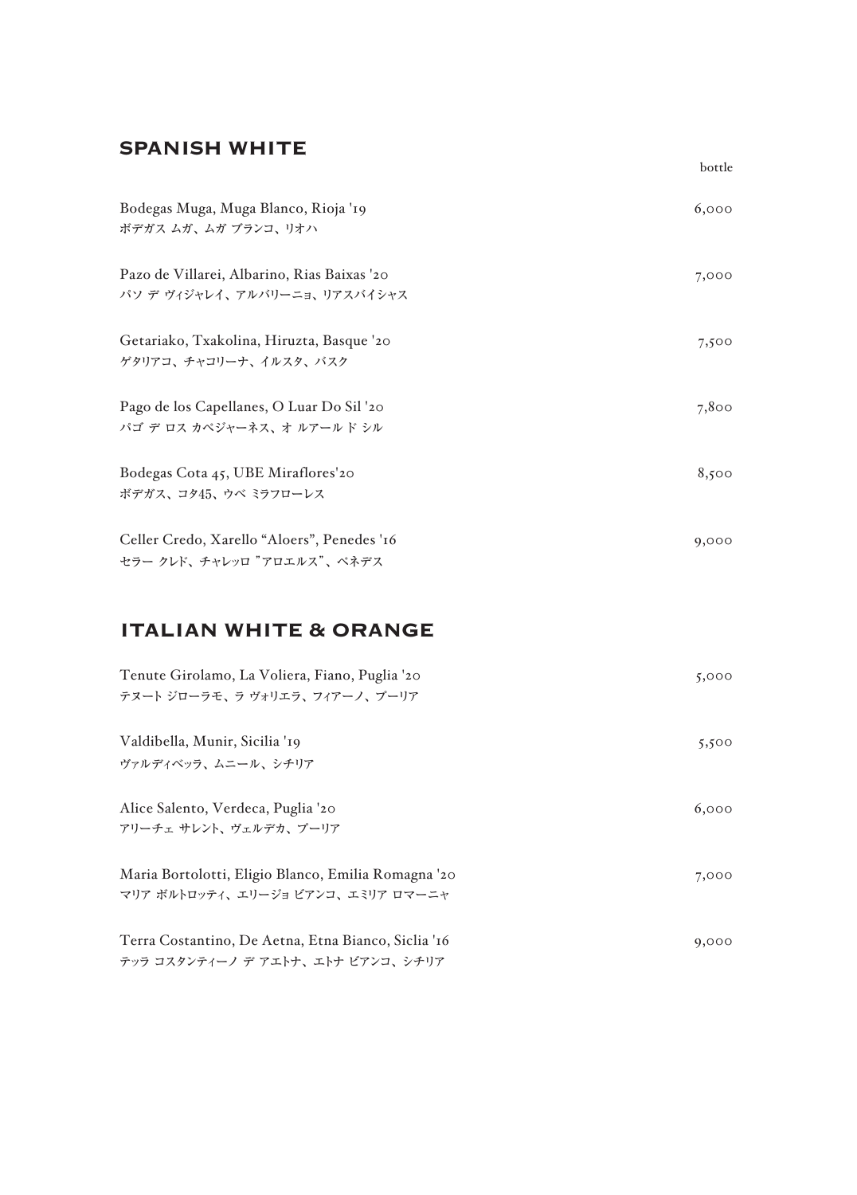## SPANISH WHITE

| | bottle |
|---|---|
| Bodegas Muga, Muga Blanco, Rioja '19<br>ボデガス ムガ、ムガ ブランコ、リオハ | 6,000 |
| Pazo de Villarei, Albarino, Rias Baixas '20<br>パソ デ ヴィジャレイ、アルバリーニョ、リアスバイシャス | 7,000 |
| Getariako, Txakolina, Hiruzta, Basque '20<br>ゲタリアコ、チャコリーナ、イルスタ、バスク | 7,500 |
| Pago de los Capellanes, O Luar Do Sil '20<br>パゴ デ ロス カペジャーネス、オ ルアール ド シル | 7,800 |
| Bodegas Cota 45, UBE Miraflores'20<br>ボデガス、コタ45、ウベ ミラフローレス | 8,500 |
| Celler Credo, Xarello "Aloers", Penedes '16<br>セラー クレド、チャレッロ "アロエルス"、ペネデス | 9,000 |

## ITALIAN WHITE & ORANGE

| | |
|---|---|
| Tenute Girolamo, La Voliera, Fiano, Puglia '20<br>テヌート ジローラモ、ラ ヴォリエラ、フィアーノ、プーリア | 5,000 |
| Valdibella, Munir, Sicilia '19<br>ヴァルディベッラ、ムニール、シチリア | 5,500 |
| Alice Salento, Verdeca, Puglia '20<br>アリーチェ サレント、ヴェルデカ、プーリア | 6,000 |
| Maria Bortolotti, Eligio Blanco, Emilia Romagna '20<br>マリア ボルトロッティ、エリージョ ビアンコ、エミリア ロマーニャ | 7,000 |
| Terra Costantino, De Aetna, Etna Bianco, Siclia '16<br>テッラ コスタンティーノ デ アエトナ、エトナ ビアンコ、シチリア | 9,000 |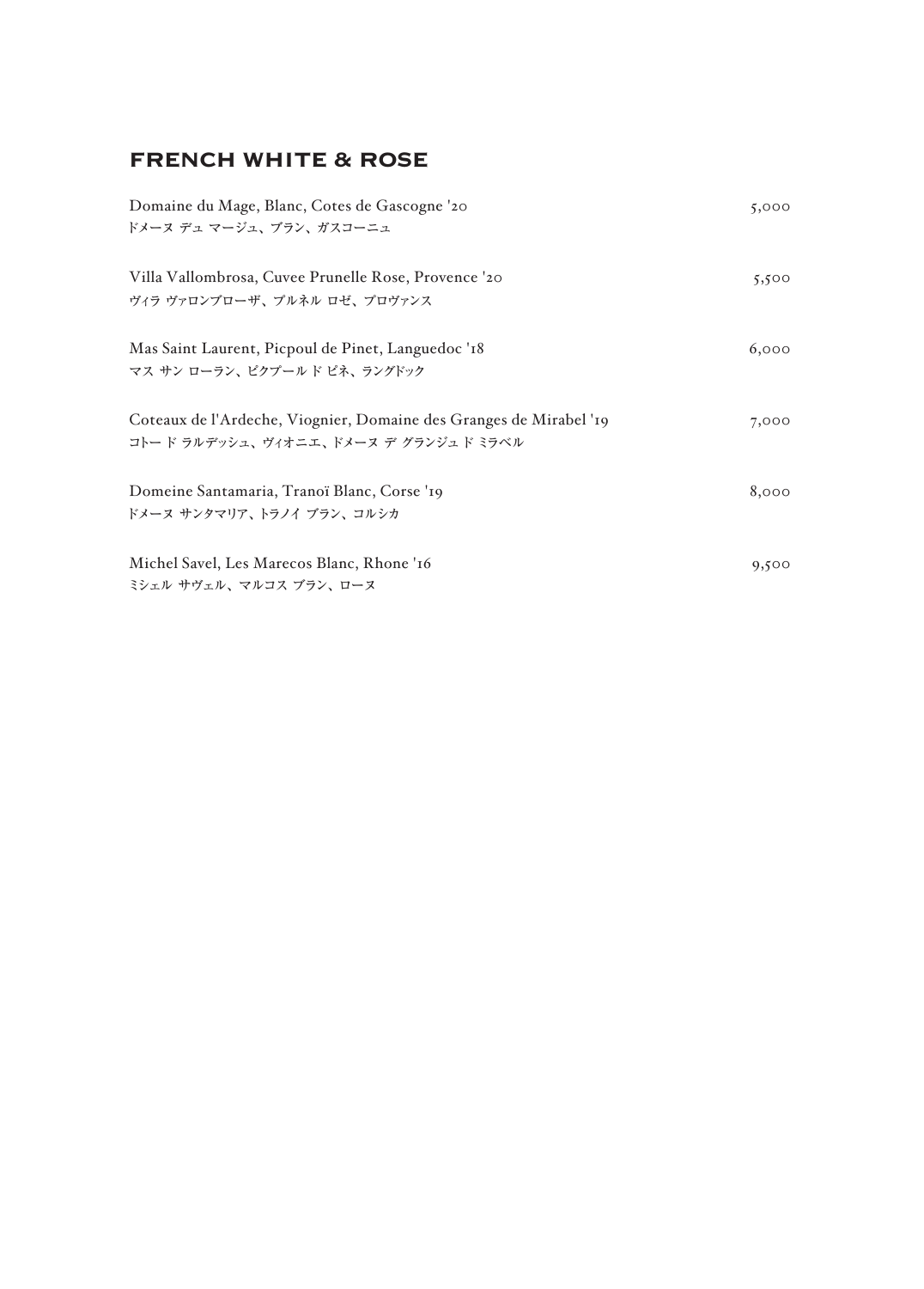## FRENCH WHITE & ROSE

| | |
|---|---|
| Domaine du Mage, Blanc, Cotes de Gascogne '20<br>ドメーヌ デュ マージュ、ブラン、ガスコーニュ | 5,000 |
| Villa Vallombrosa, Cuvee Prunelle Rose, Provence '20<br>ヴィラ ヴァロンブローザ、プルネル ロゼ、プロヴァンス | 5,500 |
| Mas Saint Laurent, Picpoul de Pinet, Languedoc '18<br>マス サン ローラン、ピクプール ド ピネ、ラングドック | 6,000 |
| Coteaux de l'Ardeche, Viognier, Domaine des Granges de Mirabel '19<br>コトー ド ラルデッシュ、ヴィオニエ、ドメーヌ デ グランジュ ド ミラベル | 7,000 |
| Domeine Santamaria, Tranoï Blanc, Corse '19<br>ドメーヌ サンタマリア、トラノイ ブラン、コルシカ | 8,000 |
| Michel Savel, Les Marecos Blanc, Rhone '16<br>ミシェル サヴェル、マルコス ブラン、ローヌ | 9,500 |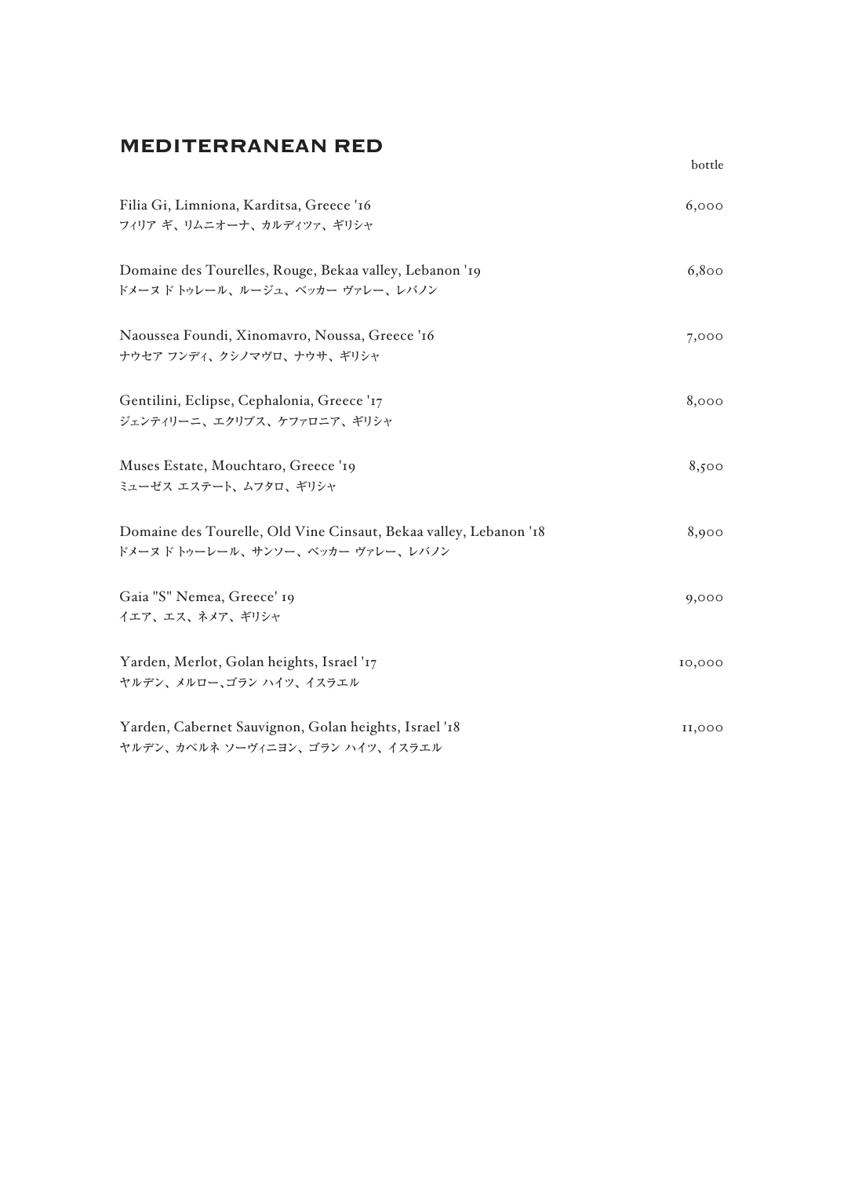## MEDITERRANEAN RED

| | bottle |
|---|---|
| Filia Gi, Limniona, Karditsa, Greece '16<br>フィリア ギ、リムニオーナ、カルディツァ、ギリシャ | 6,000 |
| Domaine des Tourelles, Rouge, Bekaa valley, Lebanon '19<br>ドメーヌ ド トゥレール、ルージュ、ベッカー ヴァレー、レバノン | 6,800 |
| Naoussea Foundi, Xinomavro, Noussa, Greece '16<br>ナウセア フンディ、クシノマヴロ、ナウサ、ギリシャ | 7,000 |
| Gentilini, Eclipse, Cephalonia, Greece '17<br>ジェンティリーニ、エクリプス、ケファロニア、ギリシャ | 8,000 |
| Muses Estate, Mouchtaro, Greece '19<br>ミューゼス エステート、ムフタロ、ギリシャ | 8,500 |
| Domaine des Tourelle, Old Vine Cinsaut, Bekaa valley, Lebanon '18<br>ドメーヌ ド トゥーレール、サンソー、ベッカー ヴァレー、レバノン | 8,900 |
| Gaia "S" Nemea, Greece' 19<br>イエア、エス、ネメア、ギリシャ | 9,000 |
| Yarden, Merlot, Golan heights, Israel '17<br>ヤルデン、メルロー、ゴラン ハイツ、イスラエル | 10,000 |
| Yarden, Cabernet Sauvignon, Golan heights, Israel '18<br>ヤルデン、カベルネ ソーヴィニヨン、ゴラン ハイツ、イスラエル | 11,000 |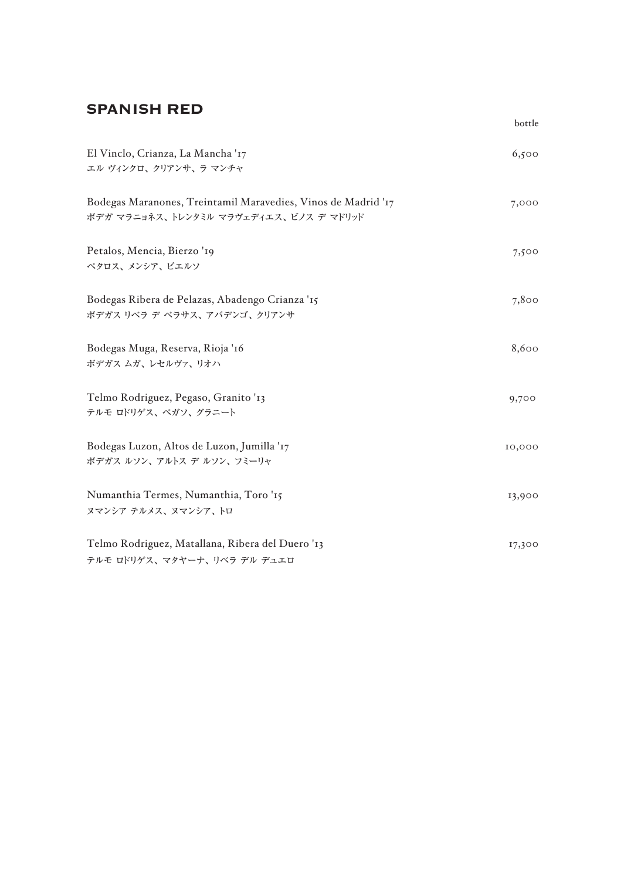## SPANISH RED

| | bottle |
|---|---|
| El Vinclo, Crianza, La Mancha '17<br>エル ヴィンクロ、クリアンサ、ラ マンチャ | 6,500 |
| Bodegas Maranones, Treintamil Maravedies, Vinos de Madrid '17<br>ボデガ マラニョネス、トレンタミル マラヴェディエス、ビノス デ マドリッド | 7,000 |
| Petalos, Mencia, Bierzo '19<br>ペタロス、メンシア、ビエルソ | 7,500 |
| Bodegas Ribera de Pelazas, Abadengo Crianza '15<br>ボデガス リベラ デ ペラサス、アバデンゴ、クリアンサ | 7,800 |
| Bodegas Muga, Reserva, Rioja '16<br>ボデガス ムガ、レセルヴァ、リオハ | 8,600 |
| Telmo Rodriguez, Pegaso, Granito '13<br>テルモ ロドリゲス、ペガソ、グラニート | 9,700 |
| Bodegas Luzon, Altos de Luzon, Jumilla '17<br>ボデガス ルソン、アルトス デ ルソン、フミーリャ | 10,000 |
| Numanthia Termes, Numanthia, Toro '15<br>ヌマンシア テルメス、ヌマンシア、トロ | 13,900 |
| Telmo Rodriguez, Matallana, Ribera del Duero '13<br>テルモ ロドリゲス、マタヤーナ、リベラ デル デュエロ | 17,300 |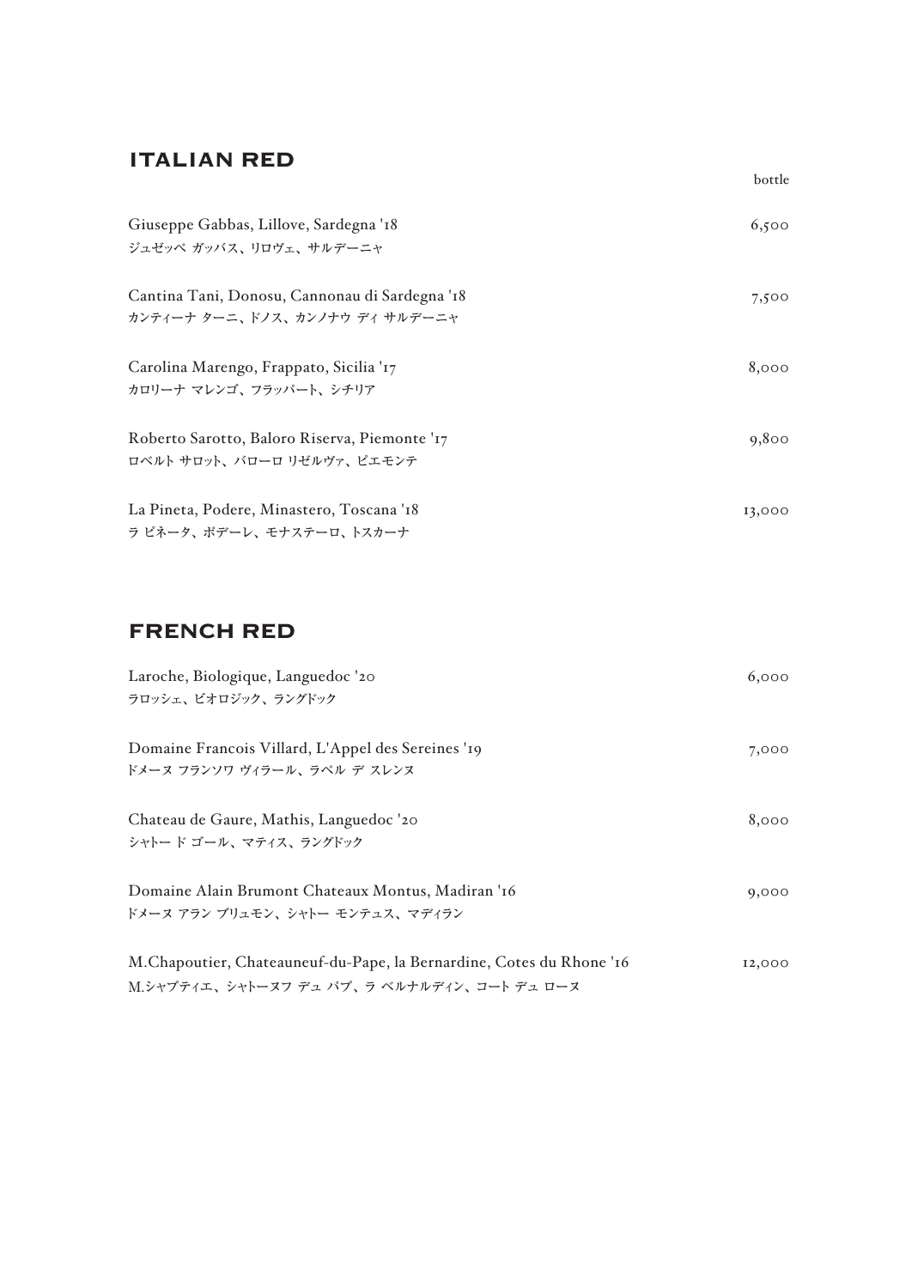## ITALIAN RED

| | bottle |
|---|---|
| Giuseppe Gabbas, Lillove, Sardegna '18<br>ジュゼッペ ガッバス、リロヴェ、サルデーニャ | 6,500 |
| Cantina Tani, Donosu, Cannonau di Sardegna '18<br>カンティーナ ターニ、ドノス、カンノナウ ディ サルデーニャ | 7,500 |
| Carolina Marengo, Frappato, Sicilia '17<br>カロリーナ マレンゴ、フラッパート、シチリア | 8,000 |
| Roberto Sarotto, Baloro Riserva, Piemonte '17<br>ロベルト サロット、バローロ リゼルヴァ、ピエモンテ | 9,800 |
| La Pineta, Podere, Minastero, Toscana '18<br>ラ ピネータ、ポデーレ、モナステーロ、トスカーナ | 13,000 |

## FRENCH RED

| | |
|---|---|
| Laroche, Biologique, Languedoc '20<br>ラロッシェ、ビオロジック、ラングドック | 6,000 |
| Domaine Francois Villard, L'Appel des Sereines '19<br>ドメーヌ フランソワ ヴィラール、ラペル デ スレンヌ | 7,000 |
| Chateau de Gaure, Mathis, Languedoc '20<br>シャトー ド ゴール、マティス、ラングドック | 8,000 |
| Domaine Alain Brumont Chateaux Montus, Madiran '16<br>ドメーヌ アラン ブリュモン、シャトー モンテュス、マディラン | 9,000 |
| M.Chapoutier, Chateauneuf-du-Pape, la Bernardine, Cotes du Rhone '16<br>M.シャプティエ、シャトーヌフ デュ パプ、ラ ベルナルディン、コート デュ ローヌ | 12,000 |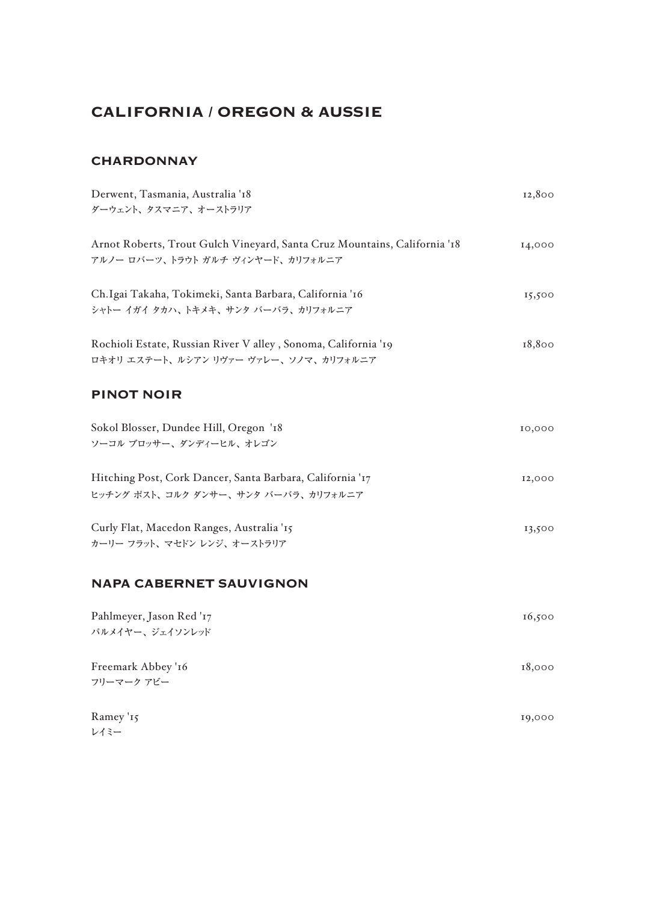# CALIFORNIA / OREGON & AUSSIE

## CHARDONNAY

| Wine | Price |
|---|---|
| Derwent, Tasmania, Australia '18<br>ダーウェント、タスマニア、オーストラリア | 12,800 |
| Arnot Roberts, Trout Gulch Vineyard, Santa Cruz Mountains, California '18<br>アルノー ロバーツ、トラウト ガルチ ヴィンヤード、カリフォルニア | 14,000 |
| Ch.Igai Takaha, Tokimeki, Santa Barbara, California '16<br>シャトー イガイ タカハ、トキメキ、サンタ バーバラ、カリフォルニア | 15,500 |
| Rochioli Estate, Russian River V alley , Sonoma, California '19<br>ロキオリ エステート、ルシアン リヴァー ヴァレー、ソノマ、カリフォルニア | 18,800 |

## PINOT NOIR

| Wine | Price |
|---|---|
| Sokol Blosser, Dundee Hill, Oregon '18<br>ソーコル ブロッサー、ダンディーヒル、オレゴン | 10,000 |
| Hitching Post, Cork Dancer, Santa Barbara, California '17<br>ヒッチング ポスト、コルク ダンサー、サンタ バーバラ、カリフォルニア | 12,000 |
| Curly Flat, Macedon Ranges, Australia '15<br>カーリー フラット、マセドン レンジ、オーストラリア | 13,500 |

## NAPA CABERNET SAUVIGNON

| Wine | Price |
|---|---|
| Pahlmeyer, Jason Red '17<br>パルメイヤー、ジェイソンレッド | 16,500 |
| Freemark Abbey '16<br>フリーマーク アビー | 18,000 |
| Ramey '15<br>レイミー | 19,000 |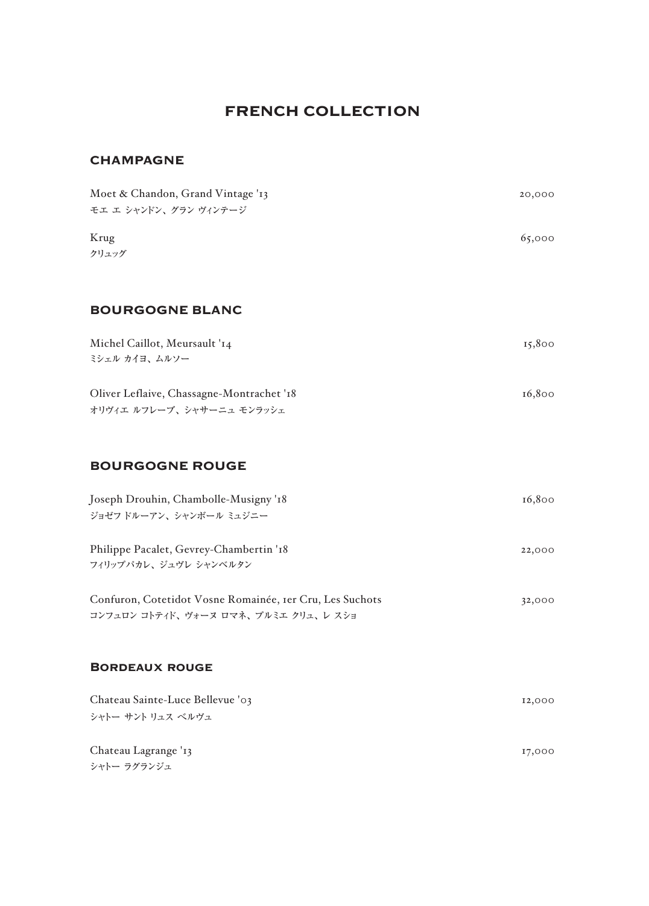# FRENCH COLLECTION

## CHAMPAGNE

| | |
|---|---|
| Moet & Chandon, Grand Vintage '13<br>モエ エ シャンドン、グラン ヴィンテージ | 20,000 |
| Krug<br>クリュッグ | 65,000 |

## BOURGOGNE BLANC

| | |
|---|---|
| Michel Caillot, Meursault '14<br>ミシェル カイヨ、ムルソー | 15,800 |
| Oliver Leflaive, Chassagne-Montrachet '18<br>オリヴィエ ルフレーブ、シャサーニュ モンラッシェ | 16,800 |

## BOURGOGNE ROUGE

| | |
|---|---|
| Joseph Drouhin, Chambolle-Musigny '18<br>ジョゼフ ドルーアン、シャンボール ミュジニー | 16,800 |
| Philippe Pacalet, Gevrey-Chambertin '18<br>フィリップ パカレ、ジュヴレ シャンベルタン | 22,000 |
| Confuron, Cotetidot Vosne Romainée, 1er Cru, Les Suchots<br>コンフュロン コトティド、ヴォーヌ ロマネ、プルミエ クリュ、レ スショ | 32,000 |

## Bordeaux rouge

| | |
|---|---|
| Chateau Sainte-Luce Bellevue '03<br>シャトー サント リュス ベルヴュ | 12,000 |
| Chateau Lagrange '13<br>シャトー ラグランジュ | 17,000 |